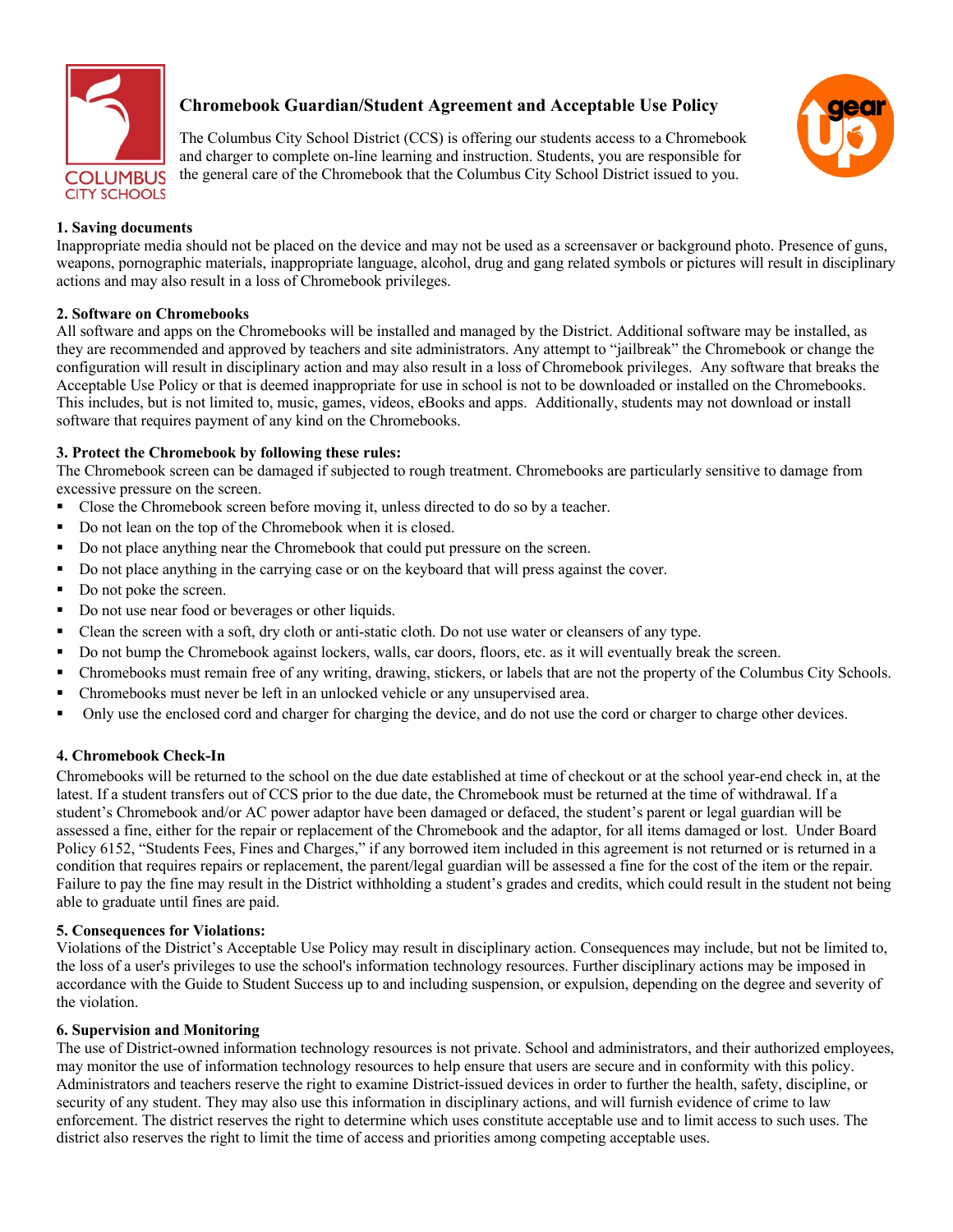# Chromebook Guardian/Student Agreement and Acceptable Use Policy

The Columbus City School District (CCS) is offering our students access to a Chromebook and charger to complete on-line learning and instruction. Students, you are responsible for the general care of the Chromebook that the Columbus City School District issued to you.

**1. Saving documents**

Inappropriate media should not be placed on the device and may not be used as a screensaver or background photo. Presence of guns, weapons, pornographic materials, inappropriate language, alcohol, drug and gang related symbols or pictures will result in disciplinary actions and may also result in a loss of Chromebook privileges.

**2. Software on Chromebooks**

All software and apps on the Chromebooks will be installed and managed by the District. Additional software may be installed, as they are recommended and approved by teachers and site administrators. Any attempt to "jailbreak" the Chromebook or change the configuration will result in disciplinary action and may also result in a loss of Chromebook privileges. Any software that breaks the Acceptable Use Policy or that is deemed inappropriate for use in school is not to be downloaded or installed on the Chromebooks. This includes, but is not limited to, music, games, videos, eBooks and apps. Additionally, students may not download or install software that requires payment of any kind on the Chromebooks.

**3. Protect the Chromebook by following these rules:**

The Chromebook screen can be damaged if subjected to rough treatment. Chromebooks are particularly sensitive to damage from excessive pressure on the screen.

- Close the Chromebook screen before moving it, unless directed to do so by a teacher.
- Do not lean on the top of the Chromebook when it is closed.
- Do not place anything near the Chromebook that could put pressure on the screen.
- Do not place anything in the carrying case or on the keyboard that will press against the cover.
- Do not poke the screen.
- Do not use near food or beverages or other liquids.
- Clean the screen with a soft, dry cloth or anti-static cloth. Do not use water or cleansers of any type.
- Do not bump the Chromebook against lockers, walls, car doors, floors, etc. as it will eventually break the screen.
- Chromebooks must remain free of any writing, drawing, stickers, or labels that are not the property of the Columbus City Schools.
- Chromebooks must never be left in an unlocked vehicle or any unsupervised area.
- Only use the enclosed cord and charger for charging the device, and do not use the cord or charger to charge other devices.

**4. Chromebook Check-In**

Chromebooks will be returned to the school on the due date established at time of checkout or at the school year-end check in, at the latest. If a student transfers out of CCS prior to the due date, the Chromebook must be returned at the time of withdrawal. If a student's Chromebook and/or AC power adaptor have been damaged or defaced, the student's parent or legal guardian will be assessed a fine, either for the repair or replacement of the Chromebook and the adaptor, for all items damaged or lost. Under Board Policy 6152, "Students Fees, Fines and Charges," if any borrowed item included in this agreement is not returned or is returned in a condition that requires repairs or replacement, the parent/legal guardian will be assessed a fine for the cost of the item or the repair. Failure to pay the fine may result in the District withholding a student's grades and credits, which could result in the student not being able to graduate until fines are paid.

**5. Consequences for Violations:**

Violations of the District's Acceptable Use Policy may result in disciplinary action. Consequences may include, but not be limited to, the loss of a user's privileges to use the school's information technology resources. Further disciplinary actions may be imposed in accordance with the Guide to Student Success up to and including suspension, or expulsion, depending on the degree and severity of the violation.

**6. Supervision and Monitoring**

The use of District-owned information technology resources is not private. School and administrators, and their authorized employees, may monitor the use of information technology resources to help ensure that users are secure and in conformity with this policy. Administrators and teachers reserve the right to examine District-issued devices in order to further the health, safety, discipline, or security of any student. They may also use this information in disciplinary actions, and will furnish evidence of crime to law enforcement. The district reserves the right to determine which uses constitute acceptable use and to limit access to such uses. The district also reserves the right to limit the time of access and priorities among competing acceptable uses.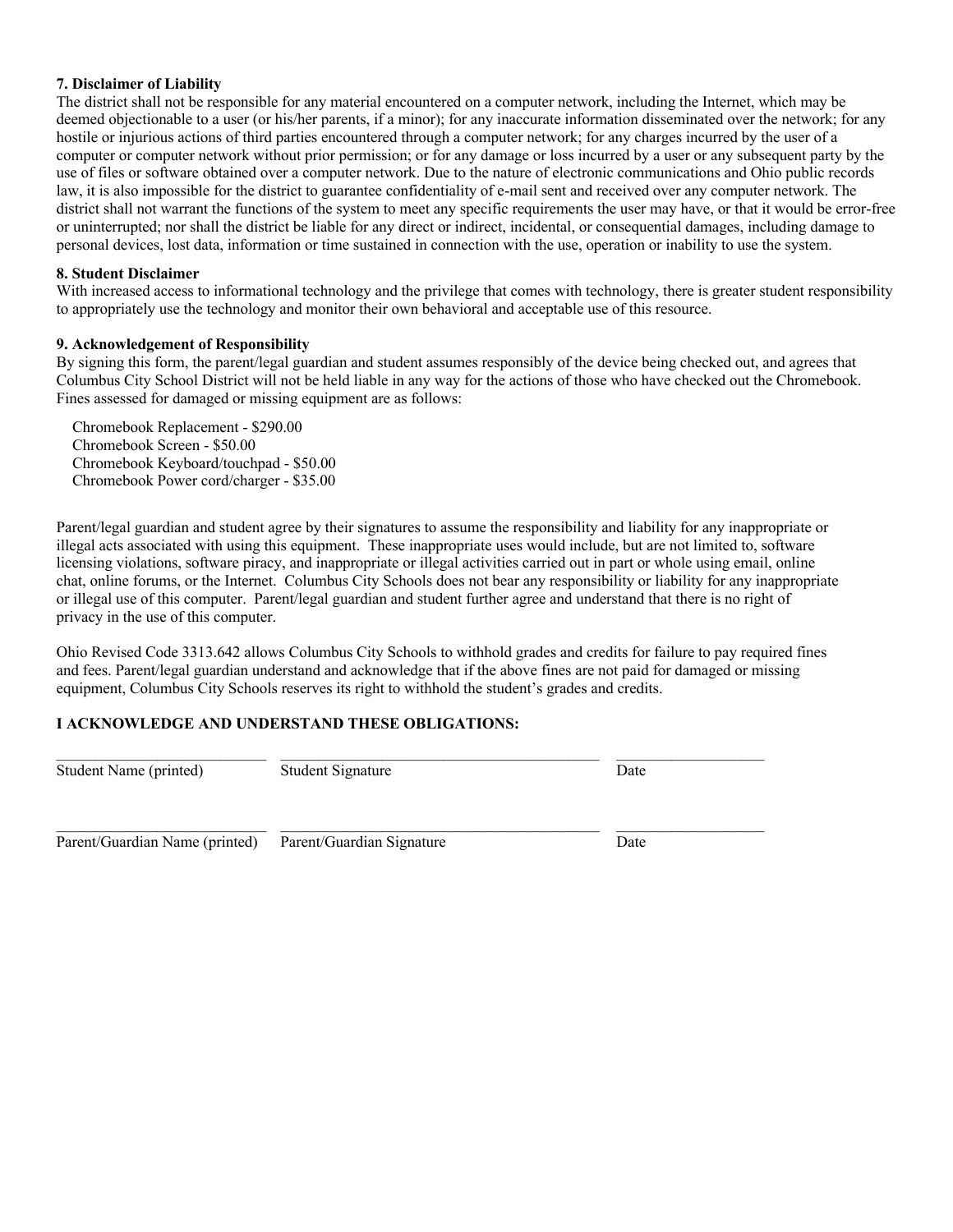**7. Disclaimer of Liability**

The district shall not be responsible for any material encountered on a computer network, including the Internet, which may be deemed objectionable to a user (or his/her parents, if a minor); for any inaccurate information disseminated over the network; for any hostile or injurious actions of third parties encountered through a computer network; for any charges incurred by the user of a computer or computer network without prior permission; or for any damage or loss incurred by a user or any subsequent party by the use of files or software obtained over a computer network. Due to the nature of electronic communications and Ohio public records law, it is also impossible for the district to guarantee confidentiality of e-mail sent and received over any computer network. The district shall not warrant the functions of the system to meet any specific requirements the user may have, or that it would be error-free or uninterrupted; nor shall the district be liable for any direct or indirect, incidental, or consequential damages, including damage to personal devices, lost data, information or time sustained in connection with the use, operation or inability to use the system.

**8. Student Disclaimer**

With increased access to informational technology and the privilege that comes with technology, there is greater student responsibility to appropriately use the technology and monitor their own behavioral and acceptable use of this resource.

**9. Acknowledgement of Responsibility**

By signing this form, the parent/legal guardian and student assumes responsibly of the device being checked out, and agrees that Columbus City School District will not be held liable in any way for the actions of those who have checked out the Chromebook. Fines assessed for damaged or missing equipment are as follows:

Chromebook Replacement - $290.00
Chromebook Screen - $50.00
Chromebook Keyboard/touchpad - $50.00
Chromebook Power cord/charger - $35.00

Parent/legal guardian and student agree by their signatures to assume the responsibility and liability for any inappropriate or illegal acts associated with using this equipment. These inappropriate uses would include, but are not limited to, software licensing violations, software piracy, and inappropriate or illegal activities carried out in part or whole using email, online chat, online forums, or the Internet. Columbus City Schools does not bear any responsibility or liability for any inappropriate or illegal use of this computer. Parent/legal guardian and student further agree and understand that there is no right of privacy in the use of this computer.

Ohio Revised Code 3313.642 allows Columbus City Schools to withhold grades and credits for failure to pay required fines and fees. Parent/legal guardian understand and acknowledge that if the above fines are not paid for damaged or missing equipment, Columbus City Schools reserves its right to withhold the student's grades and credits.

**I ACKNOWLEDGE AND UNDERSTAND THESE OBLIGATIONS:**

| | | |
|---|---|---|
| ____________________________ | ____________________________________________ | ____________________ |
| Student Name (printed) | Student Signature | Date |
| ____________________________ | ____________________________________________ | ____________________ |
| Parent/Guardian Name (printed) | Parent/Guardian Signature | Date |